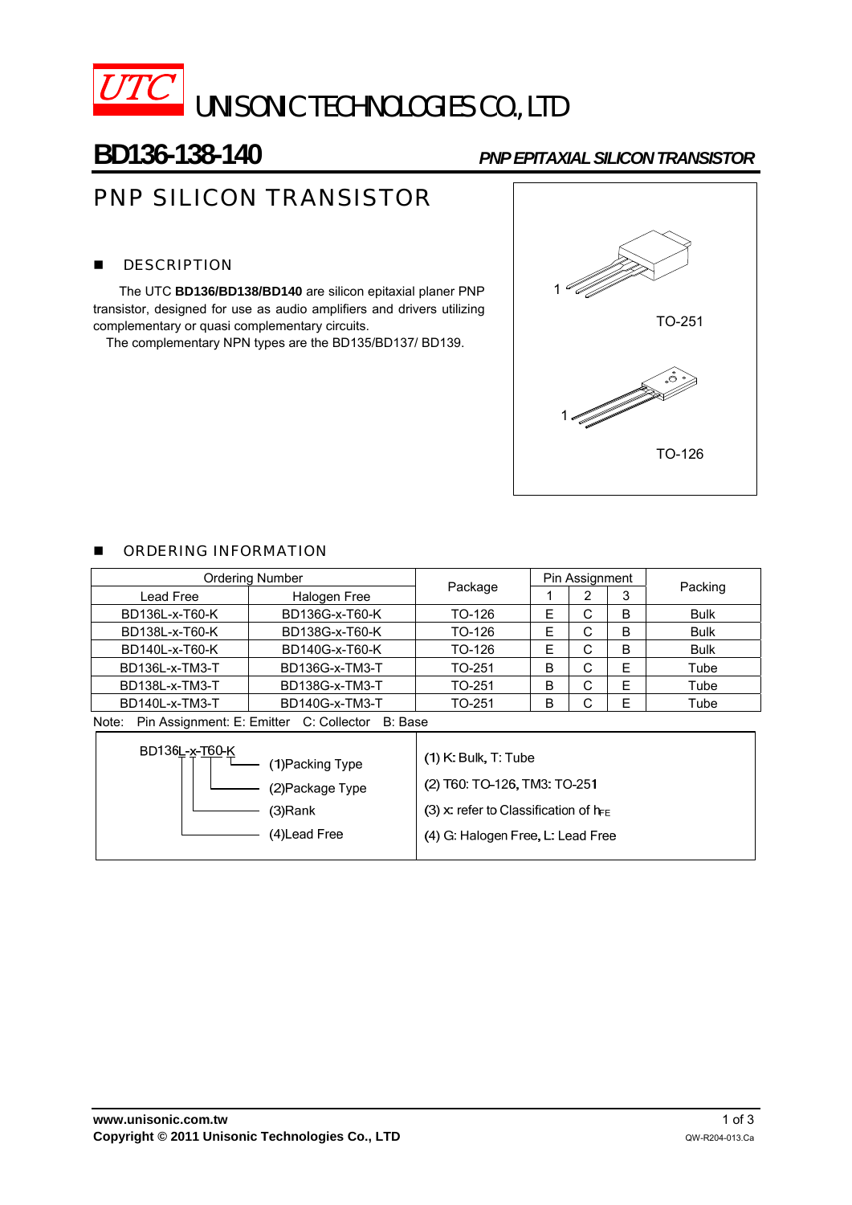UTC UNISONIC TECHNOLOGIES CO., LTD

# BD136-138-140

*PNP EPITAXIAL SILICON TRANSISTOR*

## PNP SILICON TRANSISTOR

### DESCRIPTION

The UTC **BD136/BD138/BD140** are silicon epitaxial planer PNP transistor, designed for use as audio amplifiers and drivers utilizing complementary or quasi complementary circuits.

The complementary NPN types are the BD135/BD137/ BD139.

TO-251

TO-126

### ORDERING INFORMATION

| Ordering Number | | Package | Pin Assignment | | | Packing |
|---|---|---|---|---|---|---|
| Lead Free | Halogen Free | | 1 | 2 | 3 | |
| BD136L-x-T60-K | BD136G-x-T60-K | TO-126 | E | C | B | Bulk |
| BD138L-x-T60-K | BD138G-x-T60-K | TO-126 | E | C | B | Bulk |
| BD140L-x-T60-K | BD140G-x-T60-K | TO-126 | E | C | B | Bulk |
| BD136L-x-TM3-T | BD136G-x-TM3-T | TO-251 | B | C | E | Tube |
| BD138L-x-TM3-T | BD138G-x-TM3-T | TO-251 | B | C | E | Tube |
| BD140L-x-TM3-T | BD140G-x-TM3-T | TO-251 | B | C | E | Tube |

Note: Pin Assignment: E: Emitter C: Collector B: Base

| BD136L-x-T60-K | |
|---|---|
| (1)Packing Type | (1) K: Bulk, T: Tube |
| (2)Package Type | (2) T60: TO-126, TM3: TO-251 |
| (3)Rank | (3) x: refer to Classification of $h_{FE}$ |
| (4)Lead Free | (4) G: Halogen Free, L: Lead Free |

www.unisonic.com.tw

Copyright © 2011 Unisonic Technologies Co., LTD

QW-R204-013.Ca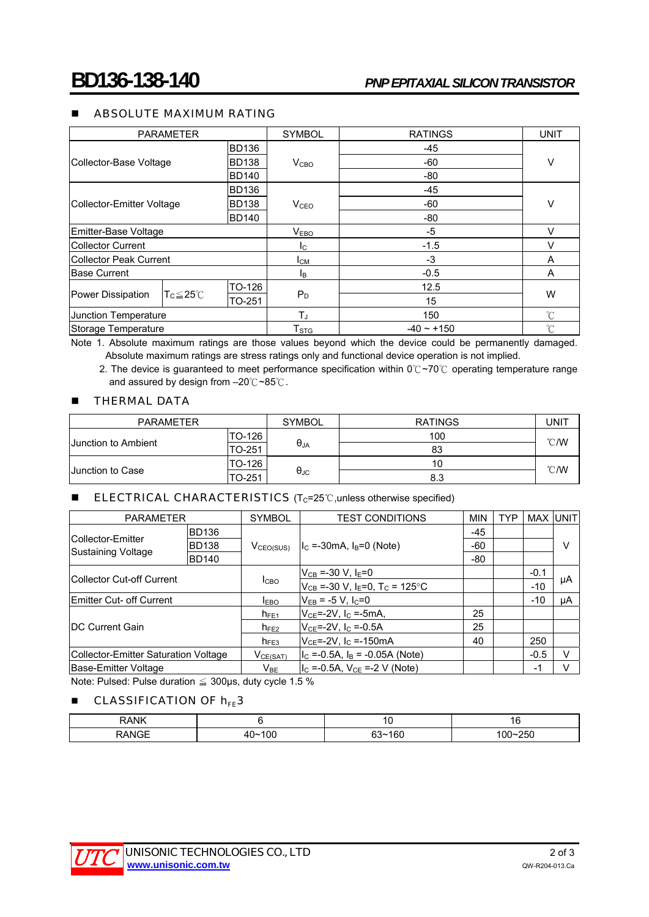## ABSOLUTE MAXIMUM RATING

| PARAMETER | | | SYMBOL | RATINGS | UNIT |
|---|---|---|---|---|---|
| Collector-Base Voltage | | BD136 | $V_{CBO}$ | -45 | V |
| | | BD138 | | -60 | |
| | | BD140 | | -80 | |
| Collector-Emitter Voltage | | BD136 | $V_{CEO}$ | -45 | V |
| | | BD138 | | -60 | |
| | | BD140 | | -80 | |
| Emitter-Base Voltage | | | $V_{EBO}$ | -5 | V |
| Collector Current | | | $I_C$ | -1.5 | V |
| Collector Peak Current | | | $I_{CM}$ | -3 | A |
| Base Current | | | $I_B$ | -0.5 | A |
| Power Dissipation | $T_C \leq 25$℃ | TO-126 | $P_D$ | 12.5 | W |
| | | TO-251 | | 15 | |
| Junction Temperature | | | $T_J$ | 150 | ℃ |
| Storage Temperature | | | $T_{STG}$ | -40 ~ +150 | ℃ |

Note 1. Absolute maximum ratings are those values beyond which the device could be permanently damaged. Absolute maximum ratings are stress ratings only and functional device operation is not implied.

2. The device is guaranteed to meet performance specification within 0℃~70℃ operating temperature range and assured by design from –20℃~85℃.

## THERMAL DATA

| PARAMETER | | SYMBOL | RATINGS | UNIT |
|---|---|---|---|---|
| Junction to Ambient | TO-126 | $\theta_{JA}$ | 100 | ℃/W |
| | TO-251 | | 83 | |
| Junction to Case | TO-126 | $\theta_{JC}$ | 10 | ℃/W |
| | TO-251 | | 8.3 | |

## ELECTRICAL CHARACTERISTICS ($T_C$=25℃,unless otherwise specified)

| PARAMETER | | SYMBOL | TEST CONDITIONS | MIN | TYP | MAX | UNIT |
|---|---|---|---|---|---|---|---|
| Collector-Emitter Sustaining Voltage | BD136 | $V_{CEO(SUS)}$ | $I_C$ =-30mA, $I_B$=0 (Note) | -45 | | | V |
| | BD138 | | | -60 | | | |
| | BD140 | | | -80 | | | |
| Collector Cut-off Current | | $I_{CBO}$ | $V_{CB}$ =-30 V, $I_E$=0 | | | -0.1 | μA |
| | | | $V_{CB}$ =-30 V, $I_E$=0, $T_C$ = 125°C | | | -10 | |
| Emitter Cut- off Current | | $I_{EBO}$ | $V_{EB}$ = -5 V, $I_C$=0 | | | -10 | μA |
| DC Current Gain | | $h_{FE1}$ | $V_{CE}$=-2V, $I_C$ =-5mA, | 25 | | | |
| | | $h_{FE2}$ | $V_{CE}$=-2V, $I_C$ =-0.5A | 25 | | | |
| | | $h_{FE3}$ | $V_{CE}$=-2V, $I_C$ =-150mA | 40 | | 250 | |
| Collector-Emitter Saturation Voltage | | $V_{CE(SAT)}$ | $I_C$ =-0.5A, $I_B$ = -0.05A (Note) | | | -0.5 | V |
| Base-Emitter Voltage | | $V_{BE}$ | $I_C$ =-0.5A, $V_{CE}$ =-2 V (Note) | | | -1 | V |

Note: Pulsed: Pulse duration ≦ 300μs, duty cycle 1.5 %

## CLASSIFICATION OF $h_{FE}3$

| RANK | 6 | 10 | 16 |
|---|---|---|---|
| RANGE | 40~100 | 63~160 | 100~250 |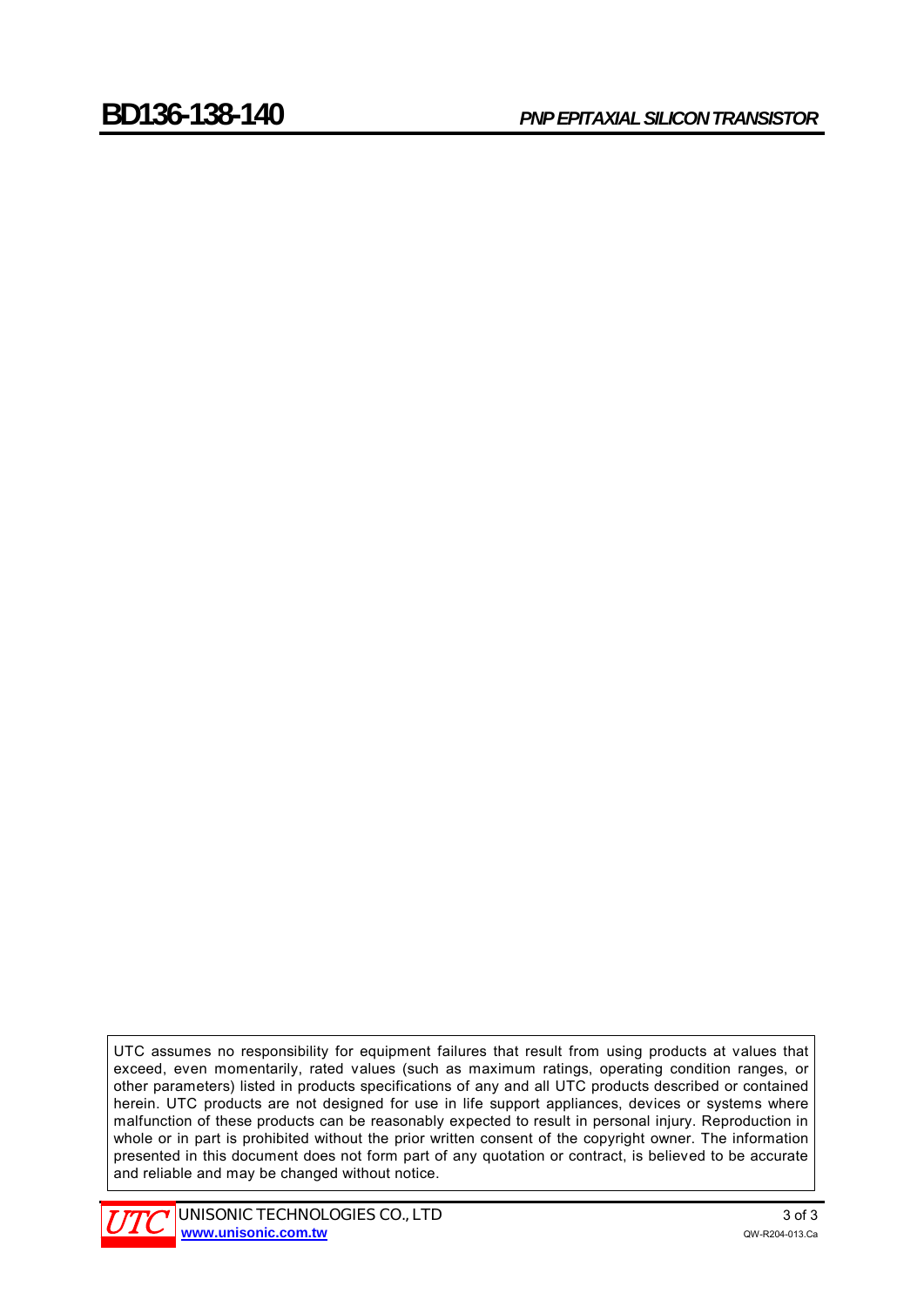UTC assumes no responsibility for equipment failures that result from using products at values that exceed, even momentarily, rated values (such as maximum ratings, operating condition ranges, or other parameters) listed in products specifications of any and all UTC products described or contained herein. UTC products are not designed for use in life support appliances, devices or systems where malfunction of these products can be reasonably expected to result in personal injury. Reproduction in whole or in part is prohibited without the prior written consent of the copyright owner. The information presented in this document does not form part of any quotation or contract, is believed to be accurate and reliable and may be changed without notice.